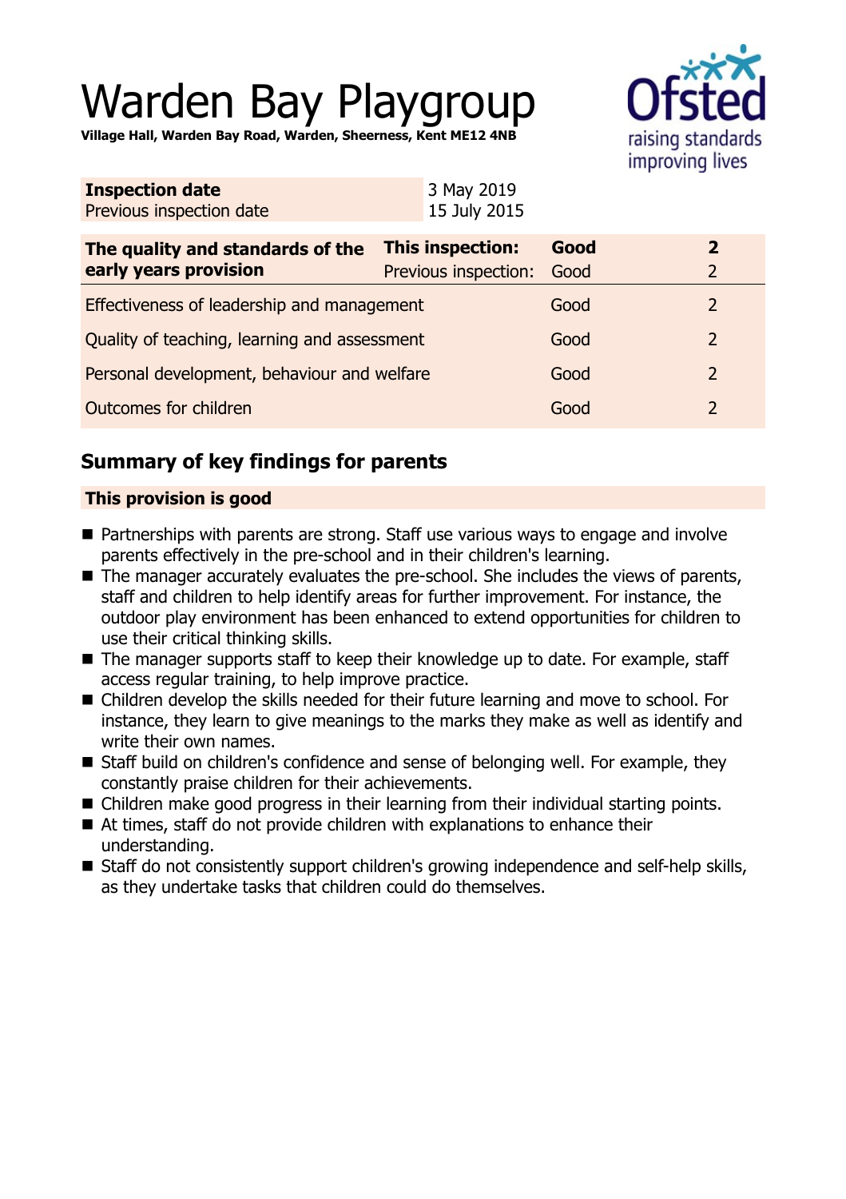# Warden Bay Playgroup

**Village Hall, Warden Bay Road, Warden, Sheerness, Kent ME12 4NB**

| **Inspection date** | 3 May 2019 |
|---|---|
| Previous inspection date | 15 July 2015 |

| **The quality and standards of the early years provision** | **This inspection:** | **Good** | **2** |
|---|---|---|---|
| | Previous inspection: | Good | 2 |
| Effectiveness of leadership and management | | Good | 2 |
| Quality of teaching, learning and assessment | | Good | 2 |
| Personal development, behaviour and welfare | | Good | 2 |
| Outcomes for children | | Good | 2 |

## Summary of key findings for parents

### This provision is good

- Partnerships with parents are strong. Staff use various ways to engage and involve parents effectively in the pre-school and in their children's learning.
- The manager accurately evaluates the pre-school. She includes the views of parents, staff and children to help identify areas for further improvement. For instance, the outdoor play environment has been enhanced to extend opportunities for children to use their critical thinking skills.
- The manager supports staff to keep their knowledge up to date. For example, staff access regular training, to help improve practice.
- Children develop the skills needed for their future learning and move to school. For instance, they learn to give meanings to the marks they make as well as identify and write their own names.
- Staff build on children's confidence and sense of belonging well. For example, they constantly praise children for their achievements.
- Children make good progress in their learning from their individual starting points.
- At times, staff do not provide children with explanations to enhance their understanding.
- Staff do not consistently support children's growing independence and self-help skills, as they undertake tasks that children could do themselves.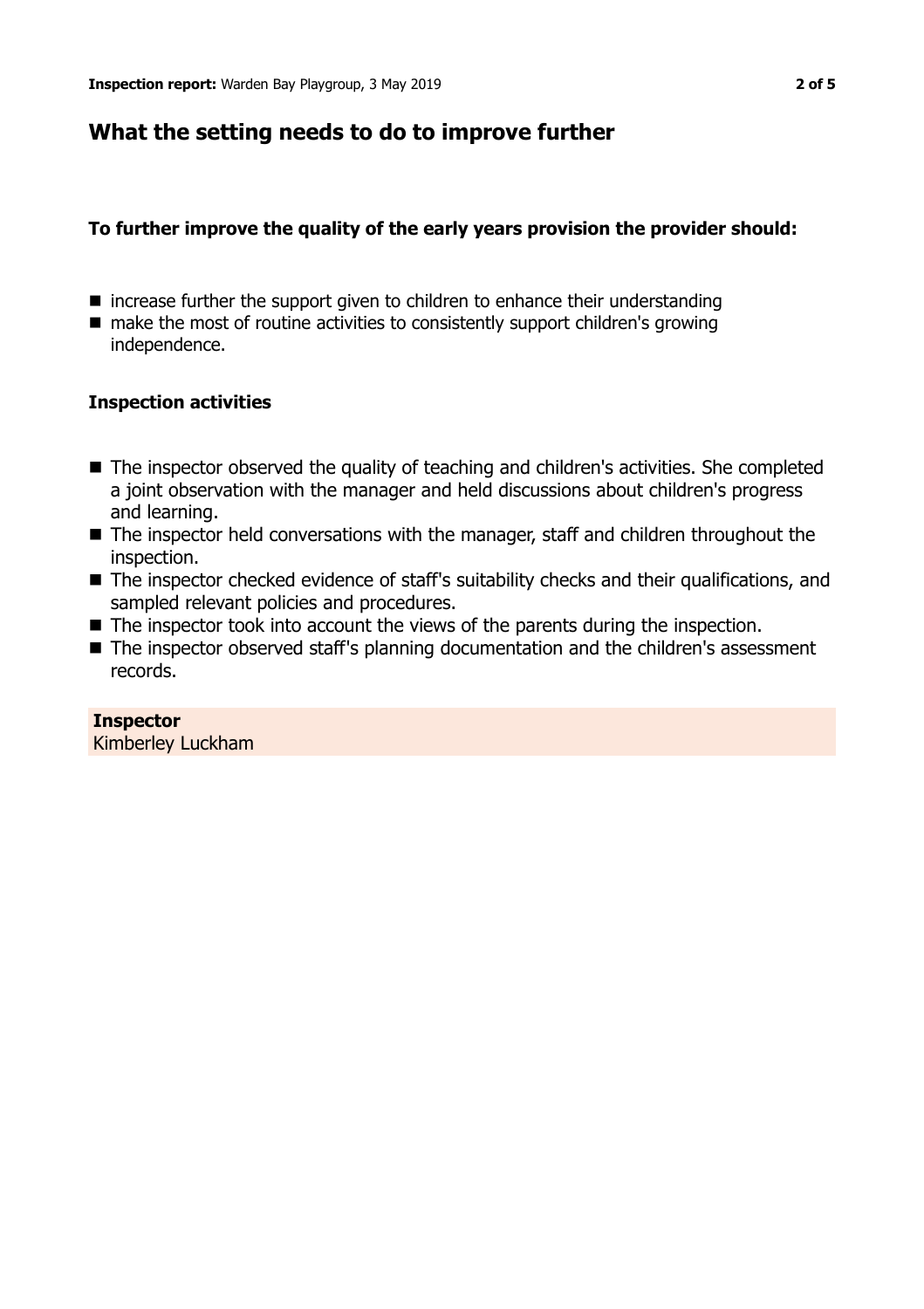## What the setting needs to do to improve further

**To further improve the quality of the early years provision the provider should:**

- increase further the support given to children to enhance their understanding
- make the most of routine activities to consistently support children's growing independence.

### Inspection activities

- The inspector observed the quality of teaching and children's activities. She completed a joint observation with the manager and held discussions about children's progress and learning.
- The inspector held conversations with the manager, staff and children throughout the inspection.
- The inspector checked evidence of staff's suitability checks and their qualifications, and sampled relevant policies and procedures.
- The inspector took into account the views of the parents during the inspection.
- The inspector observed staff's planning documentation and the children's assessment records.

**Inspector**
Kimberley Luckham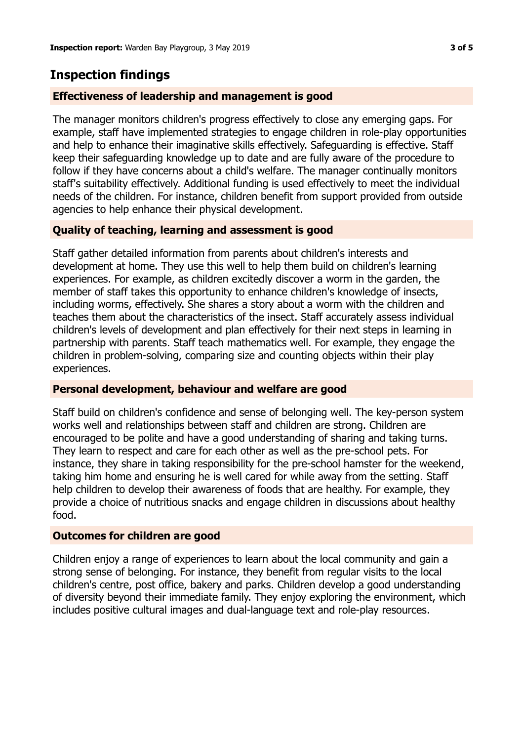## Inspection findings

### Effectiveness of leadership and management is good

The manager monitors children's progress effectively to close any emerging gaps. For example, staff have implemented strategies to engage children in role-play opportunities and help to enhance their imaginative skills effectively. Safeguarding is effective. Staff keep their safeguarding knowledge up to date and are fully aware of the procedure to follow if they have concerns about a child's welfare. The manager continually monitors staff's suitability effectively. Additional funding is used effectively to meet the individual needs of the children. For instance, children benefit from support provided from outside agencies to help enhance their physical development.

### Quality of teaching, learning and assessment is good

Staff gather detailed information from parents about children's interests and development at home. They use this well to help them build on children's learning experiences. For example, as children excitedly discover a worm in the garden, the member of staff takes this opportunity to enhance children's knowledge of insects, including worms, effectively. She shares a story about a worm with the children and teaches them about the characteristics of the insect. Staff accurately assess individual children's levels of development and plan effectively for their next steps in learning in partnership with parents. Staff teach mathematics well. For example, they engage the children in problem-solving, comparing size and counting objects within their play experiences.

### Personal development, behaviour and welfare are good

Staff build on children's confidence and sense of belonging well. The key-person system works well and relationships between staff and children are strong. Children are encouraged to be polite and have a good understanding of sharing and taking turns. They learn to respect and care for each other as well as the pre-school pets. For instance, they share in taking responsibility for the pre-school hamster for the weekend, taking him home and ensuring he is well cared for while away from the setting. Staff help children to develop their awareness of foods that are healthy. For example, they provide a choice of nutritious snacks and engage children in discussions about healthy food.

### Outcomes for children are good

Children enjoy a range of experiences to learn about the local community and gain a strong sense of belonging. For instance, they benefit from regular visits to the local children's centre, post office, bakery and parks. Children develop a good understanding of diversity beyond their immediate family. They enjoy exploring the environment, which includes positive cultural images and dual-language text and role-play resources.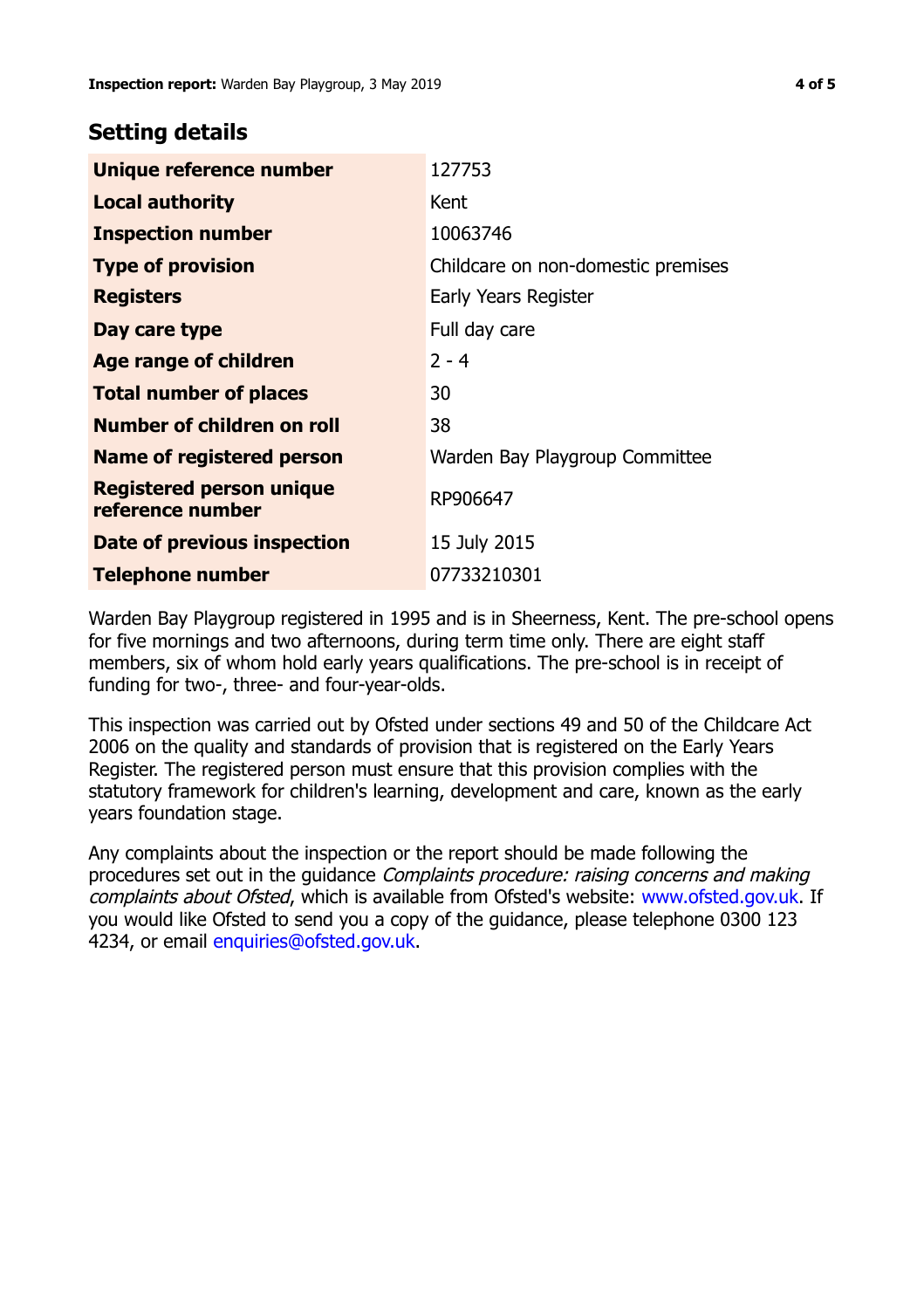## Setting details

| | |
|---|---|
| **Unique reference number** | 127753 |
| **Local authority** | Kent |
| **Inspection number** | 10063746 |
| **Type of provision** | Childcare on non-domestic premises |
| **Registers** | Early Years Register |
| **Day care type** | Full day care |
| **Age range of children** | 2 - 4 |
| **Total number of places** | 30 |
| **Number of children on roll** | 38 |
| **Name of registered person** | Warden Bay Playgroup Committee |
| **Registered person unique reference number** | RP906647 |
| **Date of previous inspection** | 15 July 2015 |
| **Telephone number** | 07733210301 |

Warden Bay Playgroup registered in 1995 and is in Sheerness, Kent. The pre-school opens for five mornings and two afternoons, during term time only. There are eight staff members, six of whom hold early years qualifications. The pre-school is in receipt of funding for two-, three- and four-year-olds.

This inspection was carried out by Ofsted under sections 49 and 50 of the Childcare Act 2006 on the quality and standards of provision that is registered on the Early Years Register. The registered person must ensure that this provision complies with the statutory framework for children's learning, development and care, known as the early years foundation stage.

Any complaints about the inspection or the report should be made following the procedures set out in the guidance *Complaints procedure: raising concerns and making complaints about Ofsted*, which is available from Ofsted's website: www.ofsted.gov.uk. If you would like Ofsted to send you a copy of the guidance, please telephone 0300 123 4234, or email enquiries@ofsted.gov.uk.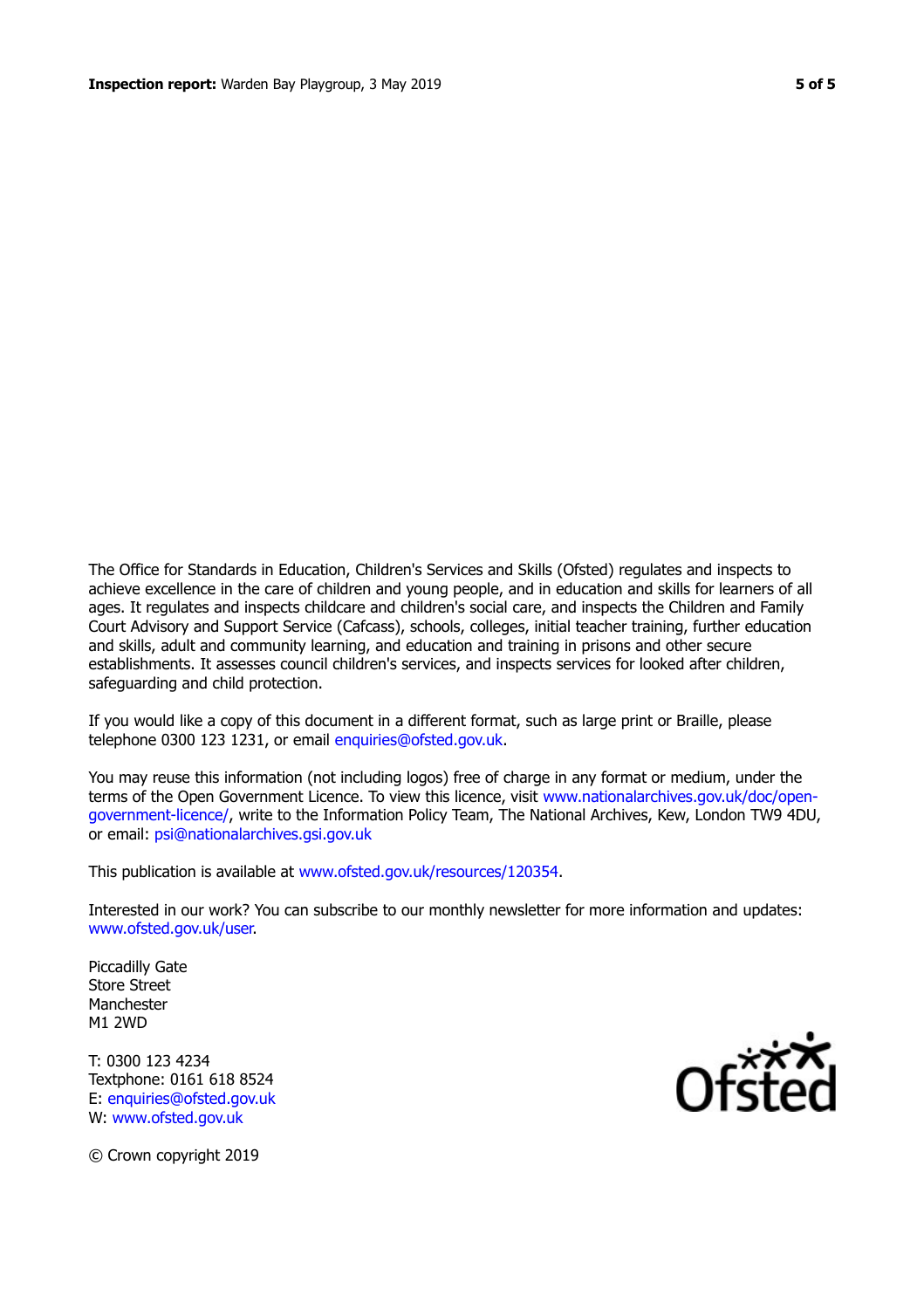The Office for Standards in Education, Children's Services and Skills (Ofsted) regulates and inspects to achieve excellence in the care of children and young people, and in education and skills for learners of all ages. It regulates and inspects childcare and children's social care, and inspects the Children and Family Court Advisory and Support Service (Cafcass), schools, colleges, initial teacher training, further education and skills, adult and community learning, and education and training in prisons and other secure establishments. It assesses council children's services, and inspects services for looked after children, safeguarding and child protection.

If you would like a copy of this document in a different format, such as large print or Braille, please telephone 0300 123 1231, or email enquiries@ofsted.gov.uk.

You may reuse this information (not including logos) free of charge in any format or medium, under the terms of the Open Government Licence. To view this licence, visit www.nationalarchives.gov.uk/doc/open-government-licence/, write to the Information Policy Team, The National Archives, Kew, London TW9 4DU, or email: psi@nationalarchives.gsi.gov.uk

This publication is available at www.ofsted.gov.uk/resources/120354.

Interested in our work? You can subscribe to our monthly newsletter for more information and updates: www.ofsted.gov.uk/user.

Piccadilly Gate  
Store Street  
Manchester  
M1 2WD

T: 0300 123 4234  
Textphone: 0161 618 8524  
E: enquiries@ofsted.gov.uk  
W: www.ofsted.gov.uk

© Crown copyright 2019